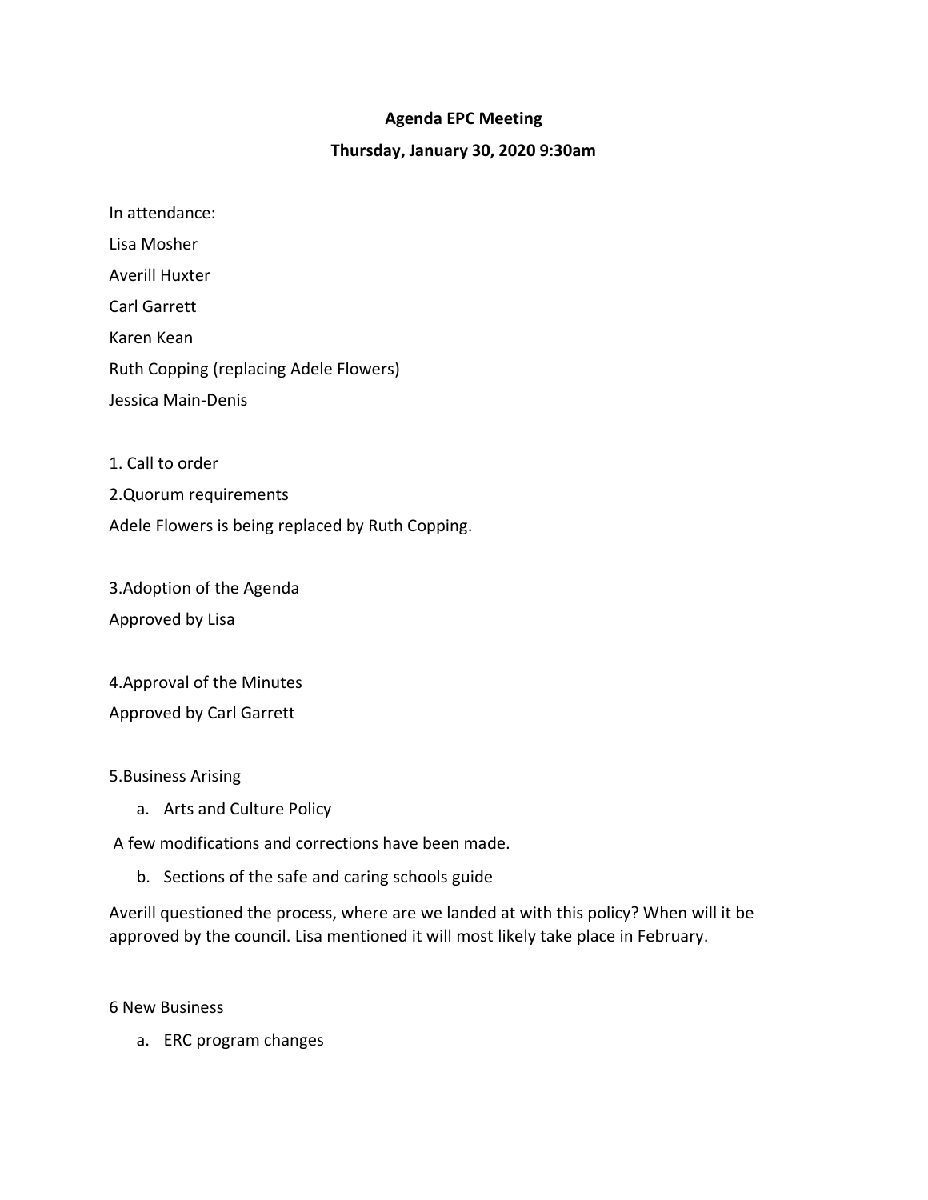# Agenda EPC Meeting

## Thursday, January 30, 2020 9:30am

In attendance:

Lisa Mosher

Averill Huxter

Carl Garrett

Karen Kean

Ruth Copping (replacing Adele Flowers)

Jessica Main-Denis

1. Call to order

2.Quorum requirements

Adele Flowers is being replaced by Ruth Copping.

3.Adoption of the Agenda

Approved by Lisa

4.Approval of the Minutes

Approved by Carl Garrett

5.Business Arising

a. Arts and Culture Policy

A few modifications and corrections have been made.

b. Sections of the safe and caring schools guide

Averill questioned the process, where are we landed at with this policy? When will it be approved by the council. Lisa mentioned it will most likely take place in February.

6 New Business

a. ERC program changes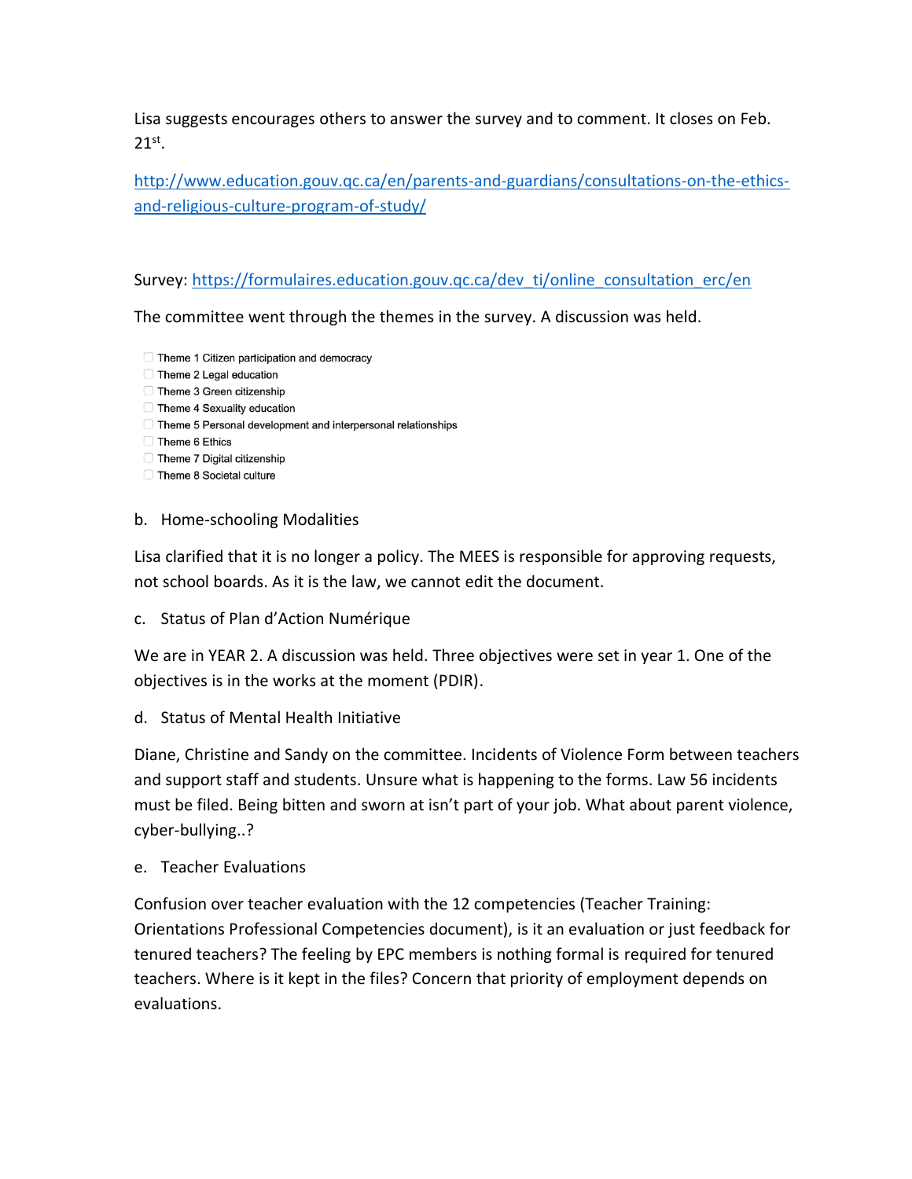Lisa suggests encourages others to answer the survey and to comment. It closes on Feb. 21st.

http://www.education.gouv.qc.ca/en/parents-and-guardians/consultations-on-the-ethics-and-religious-culture-program-of-study/

Survey: https://formulaires.education.gouv.qc.ca/dev_ti/online_consultation_erc/en

The committee went through the themes in the survey. A discussion was held.

- ☐ Theme 1 Citizen participation and democracy
- ☐ Theme 2 Legal education
- ☐ Theme 3 Green citizenship
- ☐ Theme 4 Sexuality education
- ☐ Theme 5 Personal development and interpersonal relationships
- ☐ Theme 6 Ethics
- ☐ Theme 7 Digital citizenship
- ☐ Theme 8 Societal culture

b. Home-schooling Modalities

Lisa clarified that it is no longer a policy. The MEES is responsible for approving requests, not school boards. As it is the law, we cannot edit the document.

c. Status of Plan d'Action Numérique

We are in YEAR 2. A discussion was held. Three objectives were set in year 1. One of the objectives is in the works at the moment (PDIR).

d. Status of Mental Health Initiative

Diane, Christine and Sandy on the committee. Incidents of Violence Form between teachers and support staff and students. Unsure what is happening to the forms. Law 56 incidents must be filed. Being bitten and sworn at isn't part of your job. What about parent violence, cyber-bullying..?

e. Teacher Evaluations

Confusion over teacher evaluation with the 12 competencies (Teacher Training: Orientations Professional Competencies document), is it an evaluation or just feedback for tenured teachers? The feeling by EPC members is nothing formal is required for tenured teachers. Where is it kept in the files? Concern that priority of employment depends on evaluations.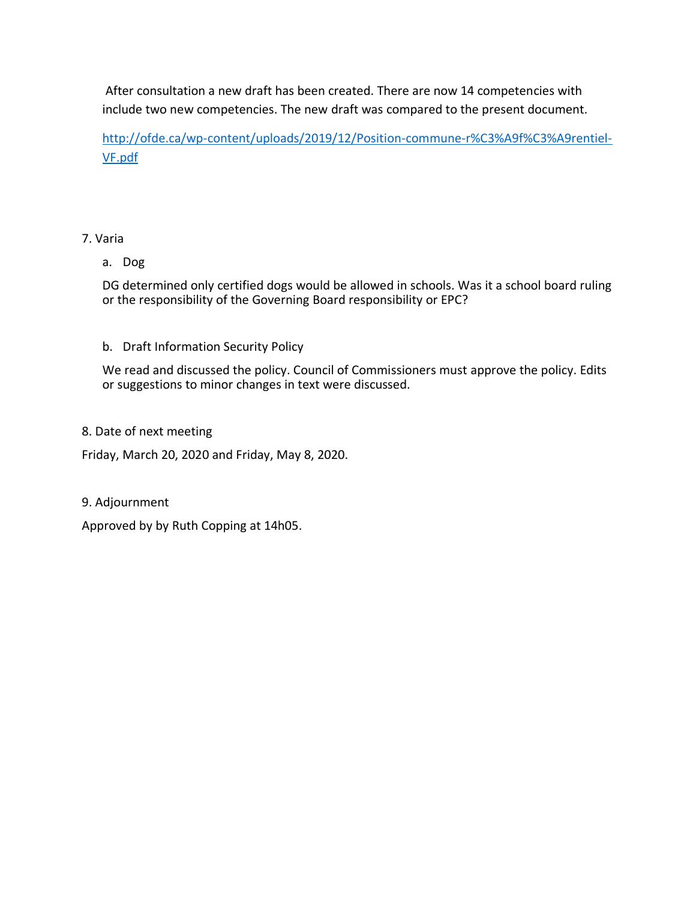After consultation a new draft has been created. There are now 14 competencies with include two new competencies. The new draft was compared to the present document.

http://ofde.ca/wp-content/uploads/2019/12/Position-commune-r%C3%A9f%C3%A9rentiel-VF.pdf

7. Varia

a. Dog

DG determined only certified dogs would be allowed in schools. Was it a school board ruling or the responsibility of the Governing Board responsibility or EPC?

b. Draft Information Security Policy

We read and discussed the policy. Council of Commissioners must approve the policy. Edits or suggestions to minor changes in text were discussed.

8. Date of next meeting

Friday, March 20, 2020 and Friday, May 8, 2020.

9. Adjournment

Approved by by Ruth Copping at 14h05.